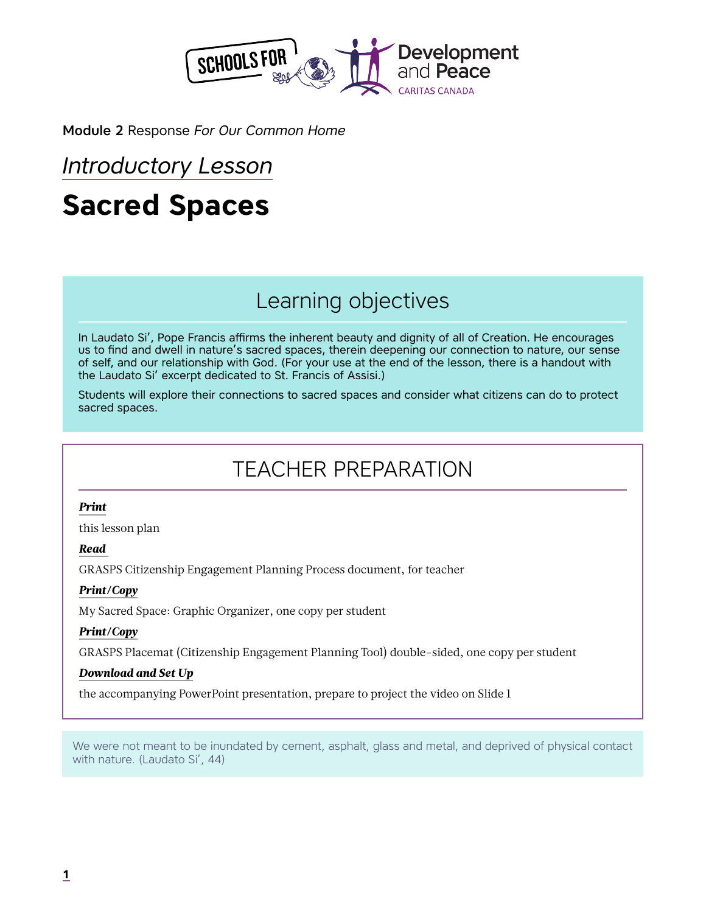**Module 2** Response *For Our Common Home*

*Introductory Lesson*

# Sacred Spaces

## Learning objectives

In Laudato Si', Pope Francis affirms the inherent beauty and dignity of all of Creation. He encourages us to find and dwell in nature's sacred spaces, therein deepening our connection to nature, our sense of self, and our relationship with God. (For your use at the end of the lesson, there is a handout with the Laudato Si' excerpt dedicated to St. Francis of Assisi.)

Students will explore their connections to sacred spaces and consider what citizens can do to protect sacred spaces.

## TEACHER PREPARATION

***Print***

this lesson plan

***Read***

GRASPS Citizenship Engagement Planning Process document, for teacher

***Print/Copy***

My Sacred Space: Graphic Organizer, one copy per student

***Print/Copy***

GRASPS Placemat (Citizenship Engagement Planning Tool) double-sided, one copy per student

***Download and Set Up***

the accompanying PowerPoint presentation, prepare to project the video on Slide 1

We were not meant to be inundated by cement, asphalt, glass and metal, and deprived of physical contact with nature. (Laudato Si', 44)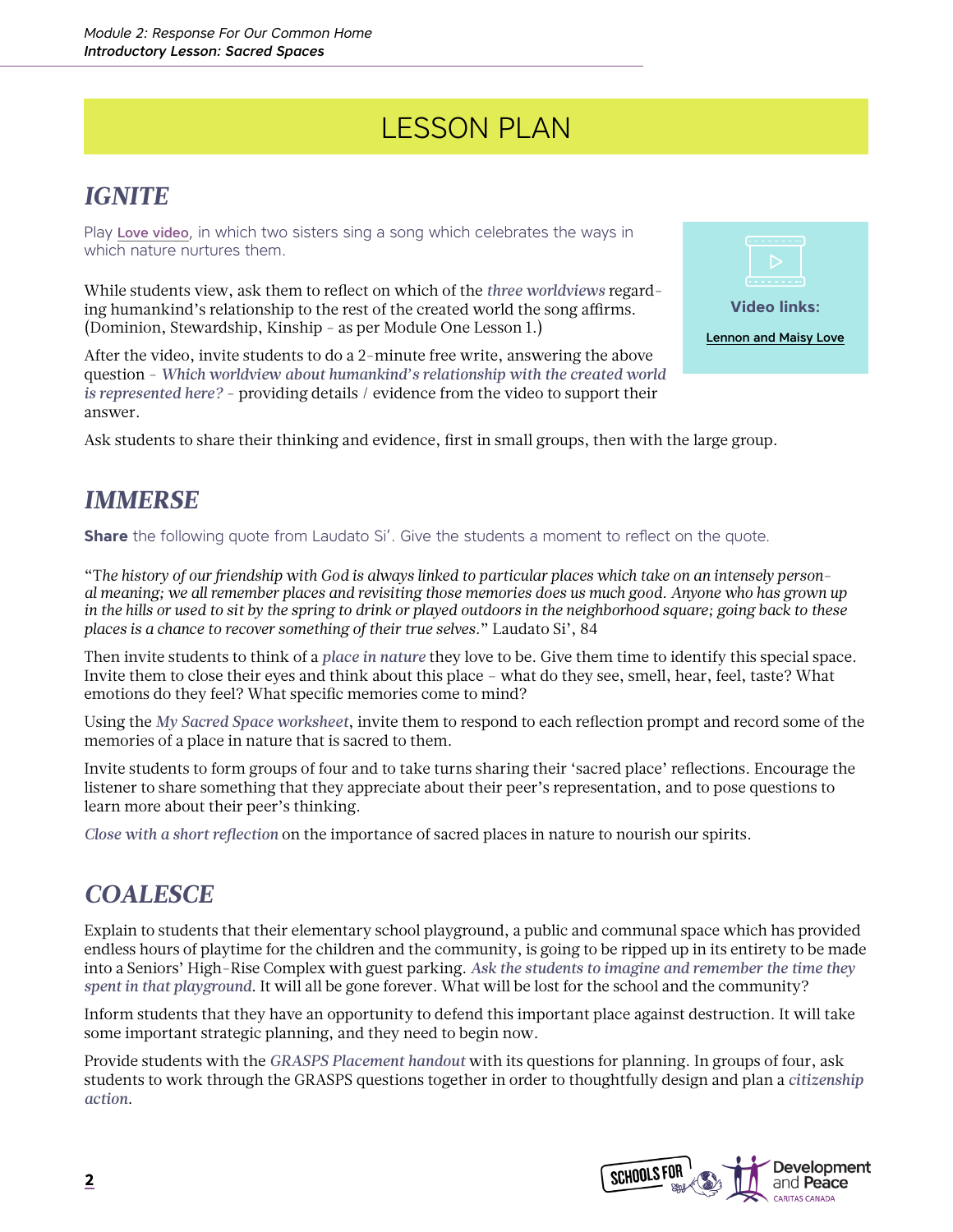# LESSON PLAN

## *IGNITE*

Play **Love video**, in which two sisters sing a song which celebrates the ways in which nature nurtures them.

> **Video links:**
>
> Lennon and Maisy Love

While students view, ask them to reflect on which of the *three worldviews* regarding humankind's relationship to the rest of the created world the song affirms. (Dominion, Stewardship, Kinship – as per Module One Lesson 1.)

After the video, invite students to do a 2-minute free write, answering the above question – *Which worldview about humankind's relationship with the created world is represented here?* – providing details / evidence from the video to support their answer.

Ask students to share their thinking and evidence, first in small groups, then with the large group.

## *IMMERSE*

**Share** the following quote from Laudato Si'. Give the students a moment to reflect on the quote.

"T*he history of our friendship with God is always linked to particular places which take on an intensely personal meaning; we all remember places and revisiting those memories does us much good. Anyone who has grown up in the hills or used to sit by the spring to drink or played outdoors in the neighborhood square; going back to these places is a chance to recover something of their true selves*." Laudato Si', 84

Then invite students to think of a *place in nature* they love to be. Give them time to identify this special space. Invite them to close their eyes and think about this place – what do they see, smell, hear, feel, taste? What emotions do they feel? What specific memories come to mind?

Using the *My Sacred Space worksheet*, invite them to respond to each reflection prompt and record some of the memories of a place in nature that is sacred to them.

Invite students to form groups of four and to take turns sharing their 'sacred place' reflections. Encourage the listener to share something that they appreciate about their peer's representation, and to pose questions to learn more about their peer's thinking.

*Close with a short reflection* on the importance of sacred places in nature to nourish our spirits.

## *COALESCE*

Explain to students that their elementary school playground, a public and communal space which has provided endless hours of playtime for the children and the community, is going to be ripped up in its entirety to be made into a Seniors' High-Rise Complex with guest parking. *Ask the students to imagine and remember the time they spent in that playground.* It will all be gone forever. What will be lost for the school and the community?

Inform students that they have an opportunity to defend this important place against destruction. It will take some important strategic planning, and they need to begin now.

Provide students with the *GRASPS Placement handout* with its questions for planning. In groups of four, ask students to work through the GRASPS questions together in order to thoughtfully design and plan a *citizenship action*.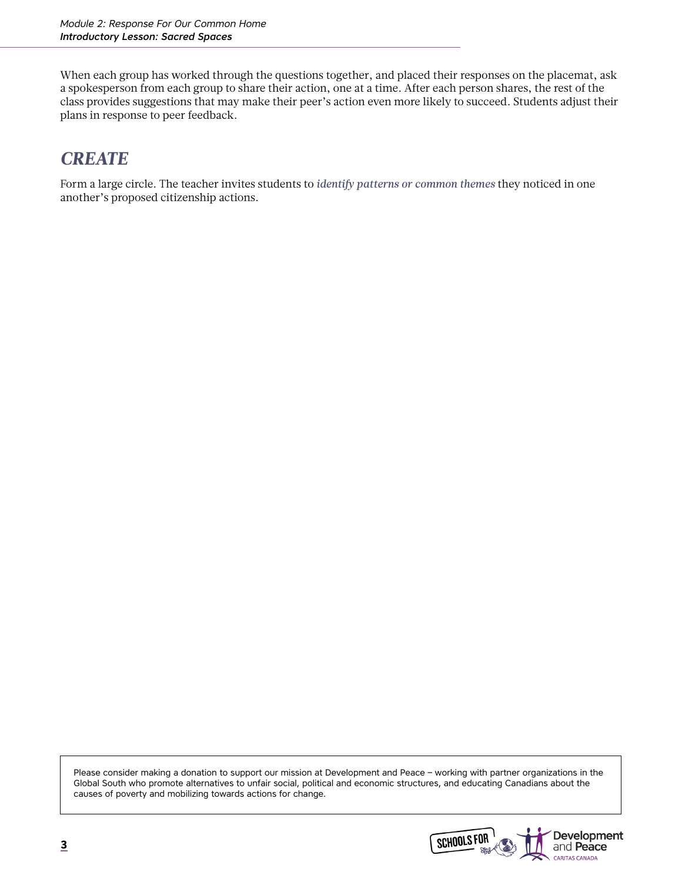When each group has worked through the questions together, and placed their responses on the placemat, ask a spokesperson from each group to share their action, one at a time. After each person shares, the rest of the class provides suggestions that may make their peer's action even more likely to succeed. Students adjust their plans in response to peer feedback.

## *CREATE*

Form a large circle. The teacher invites students to *identify patterns or common themes* they noticed in one another's proposed citizenship actions.

Please consider making a donation to support our mission at Development and Peace – working with partner organizations in the Global South who promote alternatives to unfair social, political and economic structures, and educating Canadians about the causes of poverty and mobilizing towards actions for change.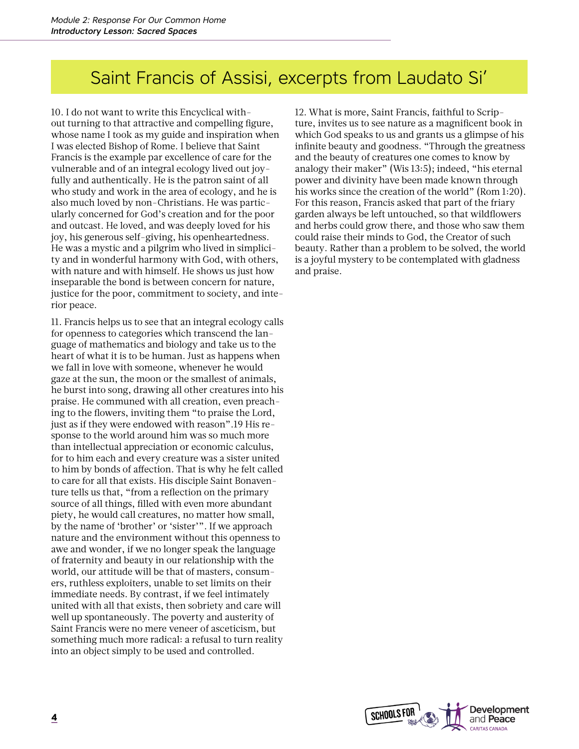# Saint Francis of Assisi, excerpts from Laudato Si'

10. I do not want to write this Encyclical without turning to that attractive and compelling figure, whose name I took as my guide and inspiration when I was elected Bishop of Rome. I believe that Saint Francis is the example par excellence of care for the vulnerable and of an integral ecology lived out joyfully and authentically. He is the patron saint of all who study and work in the area of ecology, and he is also much loved by non-Christians. He was particularly concerned for God's creation and for the poor and outcast. He loved, and was deeply loved for his joy, his generous self-giving, his openheartedness. He was a mystic and a pilgrim who lived in simplicity and in wonderful harmony with God, with others, with nature and with himself. He shows us just how inseparable the bond is between concern for nature, justice for the poor, commitment to society, and interior peace.

11. Francis helps us to see that an integral ecology calls for openness to categories which transcend the language of mathematics and biology and take us to the heart of what it is to be human. Just as happens when we fall in love with someone, whenever he would gaze at the sun, the moon or the smallest of animals, he burst into song, drawing all other creatures into his praise. He communed with all creation, even preaching to the flowers, inviting them "to praise the Lord, just as if they were endowed with reason".19 His response to the world around him was so much more than intellectual appreciation or economic calculus, for to him each and every creature was a sister united to him by bonds of affection. That is why he felt called to care for all that exists. His disciple Saint Bonaventure tells us that, "from a reflection on the primary source of all things, filled with even more abundant piety, he would call creatures, no matter how small, by the name of 'brother' or 'sister'". If we approach nature and the environment without this openness to awe and wonder, if we no longer speak the language of fraternity and beauty in our relationship with the world, our attitude will be that of masters, consumers, ruthless exploiters, unable to set limits on their immediate needs. By contrast, if we feel intimately united with all that exists, then sobriety and care will well up spontaneously. The poverty and austerity of Saint Francis were no mere veneer of asceticism, but something much more radical: a refusal to turn reality into an object simply to be used and controlled.

12. What is more, Saint Francis, faithful to Scripture, invites us to see nature as a magnificent book in which God speaks to us and grants us a glimpse of his infinite beauty and goodness. "Through the greatness and the beauty of creatures one comes to know by analogy their maker" (Wis 13:5); indeed, "his eternal power and divinity have been made known through his works since the creation of the world" (Rom 1:20). For this reason, Francis asked that part of the friary garden always be left untouched, so that wildflowers and herbs could grow there, and those who saw them could raise their minds to God, the Creator of such beauty. Rather than a problem to be solved, the world is a joyful mystery to be contemplated with gladness and praise.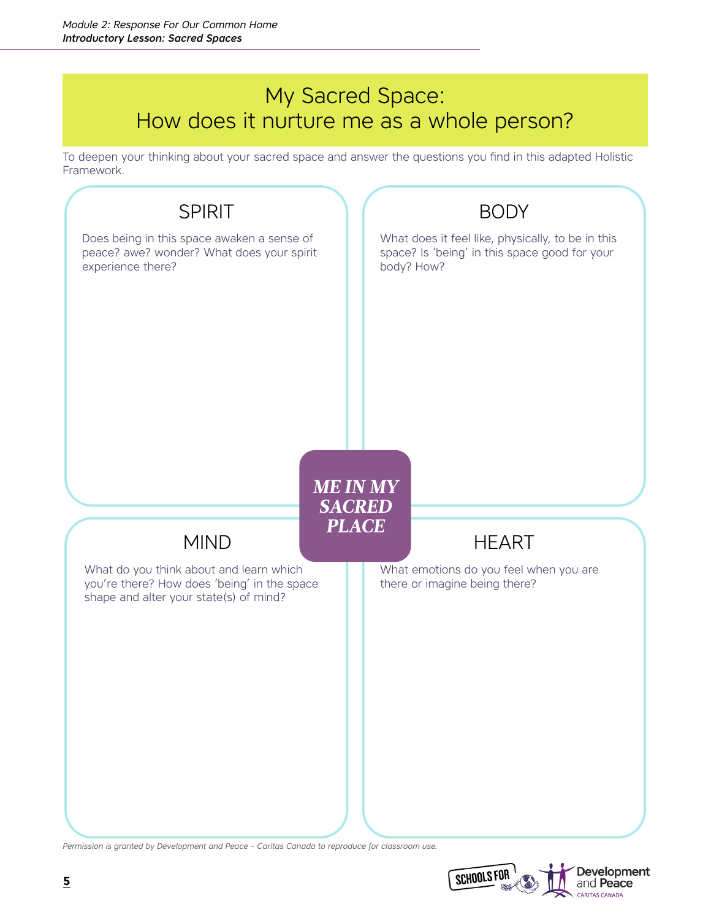# My Sacred Space: How does it nurture me as a whole person?

To deepen your thinking about your sacred space and answer the questions you find in this adapted Holistic Framework.

## SPIRIT

Does being in this space awaken a sense of peace? awe? wonder? What does your spirit experience there?

## BODY

What does it feel like, physically, to be in this space? Is 'being' in this space good for your body? How?

***ME IN MY SACRED PLACE***

## MIND

What do you think about and learn which you're there? How does 'being' in the space shape and alter your state(s) of mind?

## HEART

What emotions do you feel when you are there or imagine being there?

*Permission is granted by Development and Peace – Caritas Canada to reproduce for classroom use.*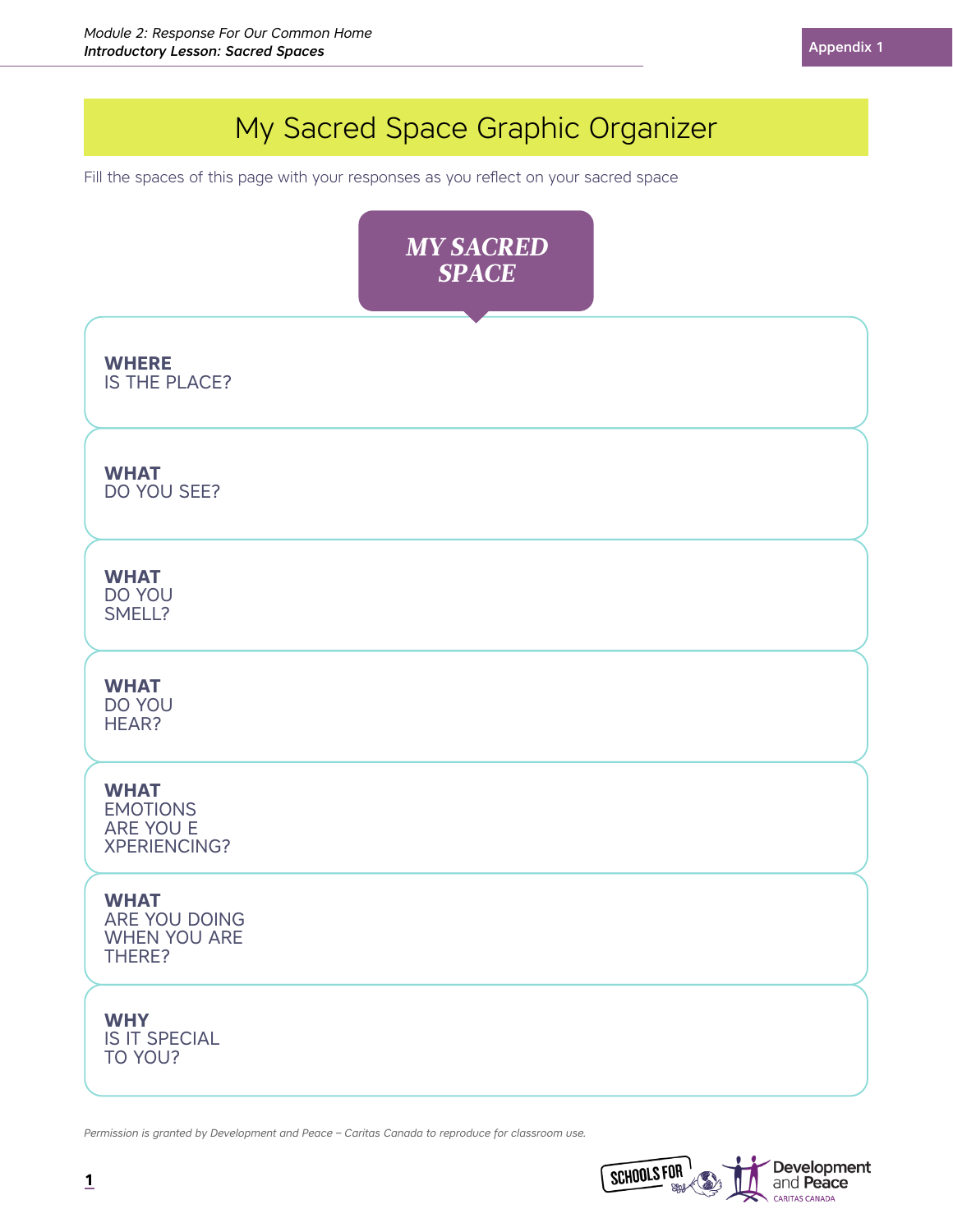# My Sacred Space Graphic Organizer

Fill the spaces of this page with your responses as you reflect on your sacred space

***MY SACRED SPACE***

| | |
|---|---|
| **WHERE** IS THE PLACE? | |
| **WHAT** DO YOU SEE? | |
| **WHAT** DO YOU SMELL? | |
| **WHAT** DO YOU HEAR? | |
| **WHAT** EMOTIONS ARE YOU EXPERIENCING? | |
| **WHAT** ARE YOU DOING WHEN YOU ARE THERE? | |
| **WHY** IS IT SPECIAL TO YOU? | |

*Permission is granted by Development and Peace – Caritas Canada to reproduce for classroom use.*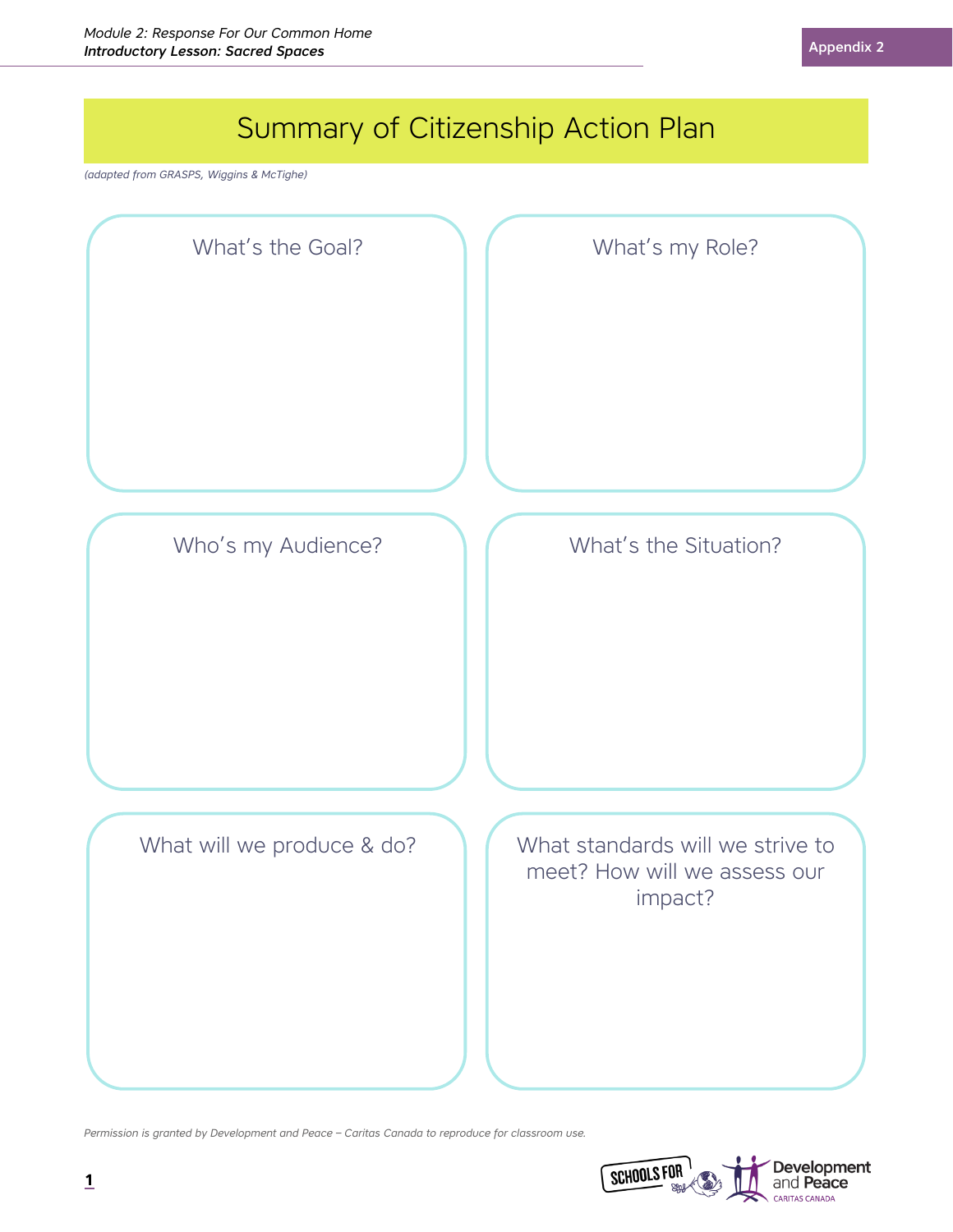Appendix 2

# Summary of Citizenship Action Plan

*(adapted from GRASPS, Wiggins & McTighe)*

## What's the Goal?

## What's my Role?

## Who's my Audience?

## What's the Situation?

## What will we produce & do?

## What standards will we strive to meet? How will we assess our impact?

*Permission is granted by Development and Peace – Caritas Canada to reproduce for classroom use.*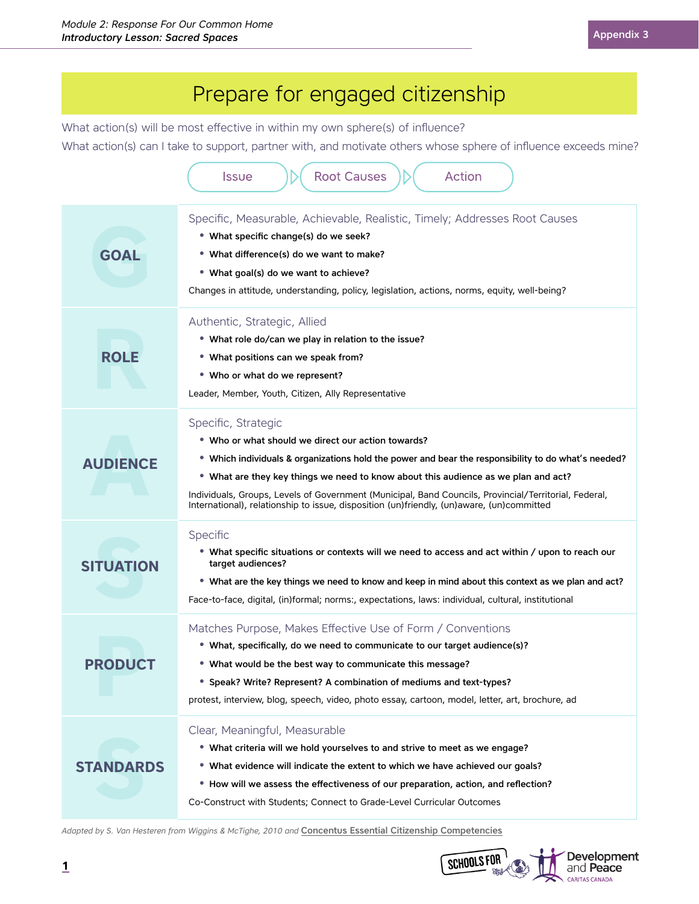Appendix 3

# Prepare for engaged citizenship

What action(s) will be most effective in within my own sphere(s) of influence?

What action(s) can I take to support, partner with, and motivate others whose sphere of influence exceeds mine?

Issue ▷ Root Causes ▷ Action

| | |
|---|---|
| **GOAL** | Specific, Measurable, Achievable, Realistic, Timely; Addresses Root Causes<br>• **What specific change(s) do we seek?**<br>• **What difference(s) do we want to make?**<br>• **What goal(s) do we want to achieve?**<br>Changes in attitude, understanding, policy, legislation, actions, norms, equity, well-being? |
| **ROLE** | Authentic, Strategic, Allied<br>• **What role do/can we play in relation to the issue?**<br>• **What positions can we speak from?**<br>• **Who or what do we represent?**<br>Leader, Member, Youth, Citizen, Ally Representative |
| **AUDIENCE** | Specific, Strategic<br>• **Who or what should we direct our action towards?**<br>• **Which individuals & organizations hold the power and bear the responsibility to do what's needed?**<br>• **What are they key things we need to know about this audience as we plan and act?**<br>Individuals, Groups, Levels of Government (Municipal, Band Councils, Provincial/Territorial, Federal, International), relationship to issue, disposition (un)friendly, (un)aware, (un)committed |
| **SITUATION** | Specific<br>• **What specific situations or contexts will we need to access and act within / upon to reach our target audiences?**<br>• **What are the key things we need to know and keep in mind about this context as we plan and act?**<br>Face-to-face, digital, (in)formal; norms:, expectations, laws: individual, cultural, institutional |
| **PRODUCT** | Matches Purpose, Makes Effective Use of Form / Conventions<br>• **What, specifically, do we need to communicate to our target audience(s)?**<br>• **What would be the best way to communicate this message?**<br>• **Speak? Write? Represent? A combination of mediums and text-types?**<br>protest, interview, blog, speech, video, photo essay, cartoon, model, letter, art, brochure, ad |
| **STANDARDS** | Clear, Meaningful, Measurable<br>• **What criteria will we hold yourselves to and strive to meet as we engage?**<br>• **What evidence will indicate the extent to which we have achieved our goals?**<br>• **How will we assess the effectiveness of our preparation, action, and reflection?**<br>Co-Construct with Students; Connect to Grade-Level Curricular Outcomes |

*Adapted by S. Van Hesteren from Wiggins & McTighe, 2010 and* Concentus Essential Citizenship Competencies